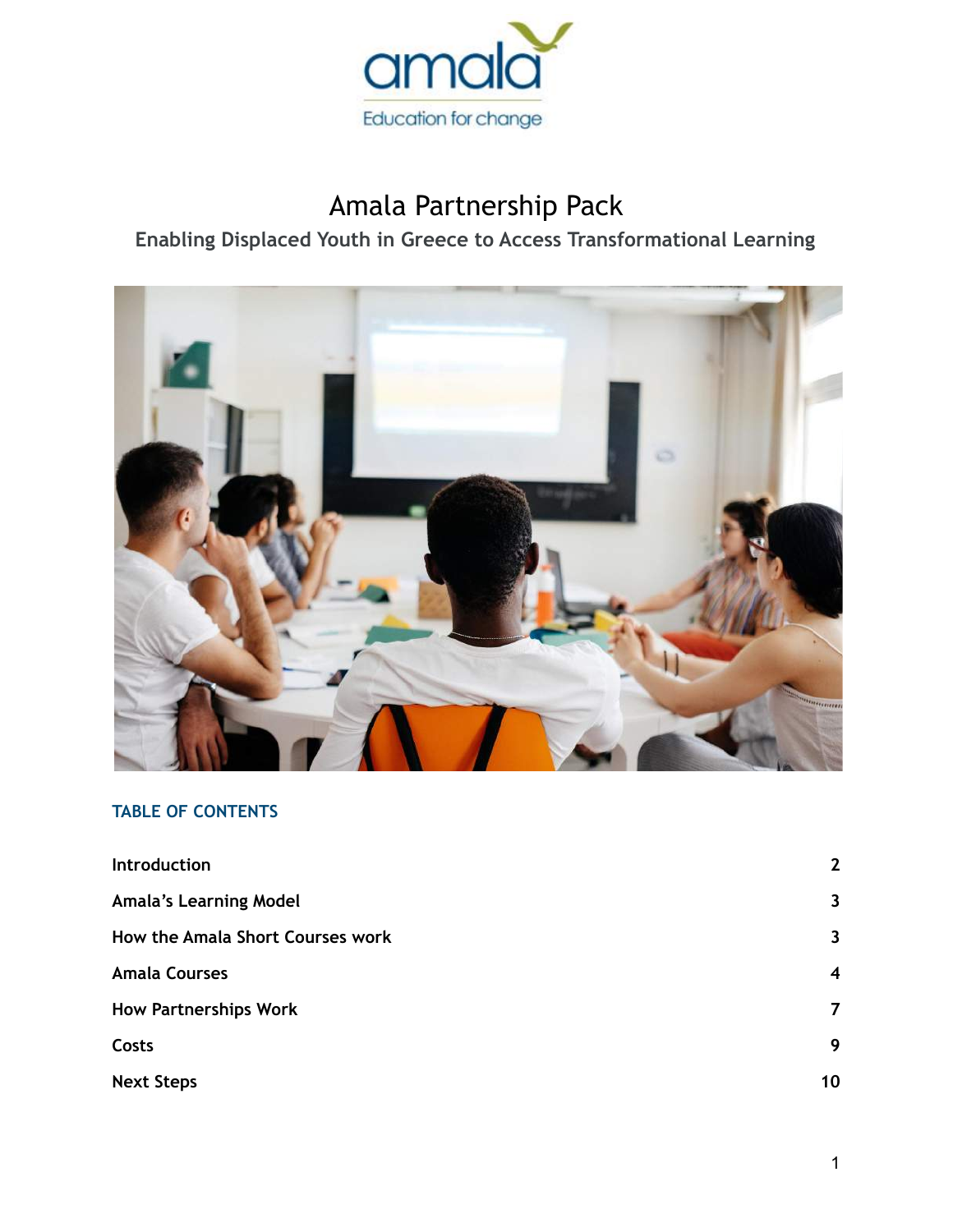amala

Education for change

# Amala Partnership Pack

## Enabling Displaced Youth in Greece to Access Transformational Learning

### TABLE OF CONTENTS

| | |
|---|---|
| Introduction | 2 |
| Amala's Learning Model | 3 |
| How the Amala Short Courses work | 3 |
| Amala Courses | 4 |
| How Partnerships Work | 7 |
| Costs | 9 |
| Next Steps | 10 |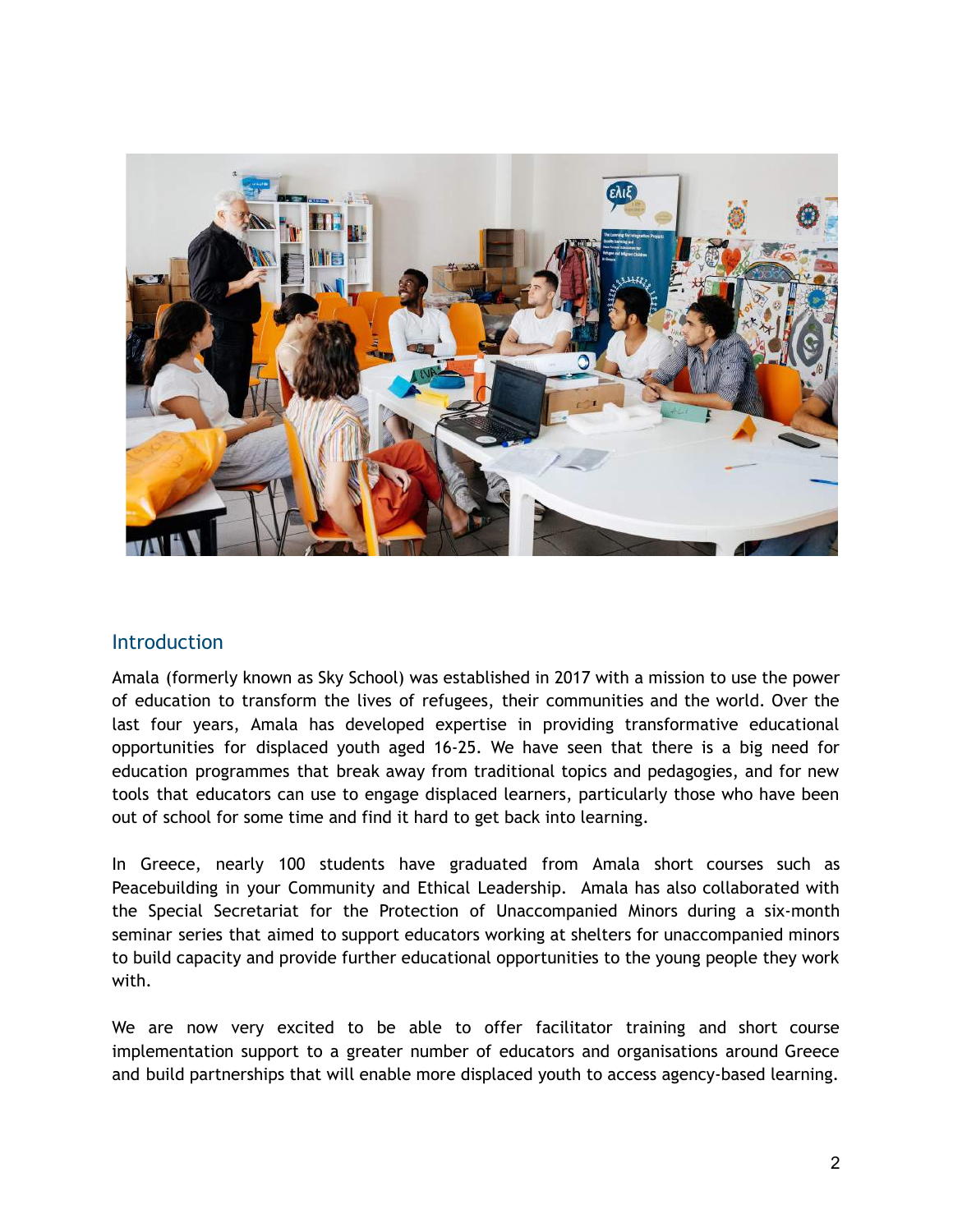## Introduction

Amala (formerly known as Sky School) was established in 2017 with a mission to use the power of education to transform the lives of refugees, their communities and the world. Over the last four years, Amala has developed expertise in providing transformative educational opportunities for displaced youth aged 16-25. We have seen that there is a big need for education programmes that break away from traditional topics and pedagogies, and for new tools that educators can use to engage displaced learners, particularly those who have been out of school for some time and find it hard to get back into learning.

In Greece, nearly 100 students have graduated from Amala short courses such as Peacebuilding in your Community and Ethical Leadership. Amala has also collaborated with the Special Secretariat for the Protection of Unaccompanied Minors during a six-month seminar series that aimed to support educators working at shelters for unaccompanied minors to build capacity and provide further educational opportunities to the young people they work with.

We are now very excited to be able to offer facilitator training and short course implementation support to a greater number of educators and organisations around Greece and build partnerships that will enable more displaced youth to access agency-based learning.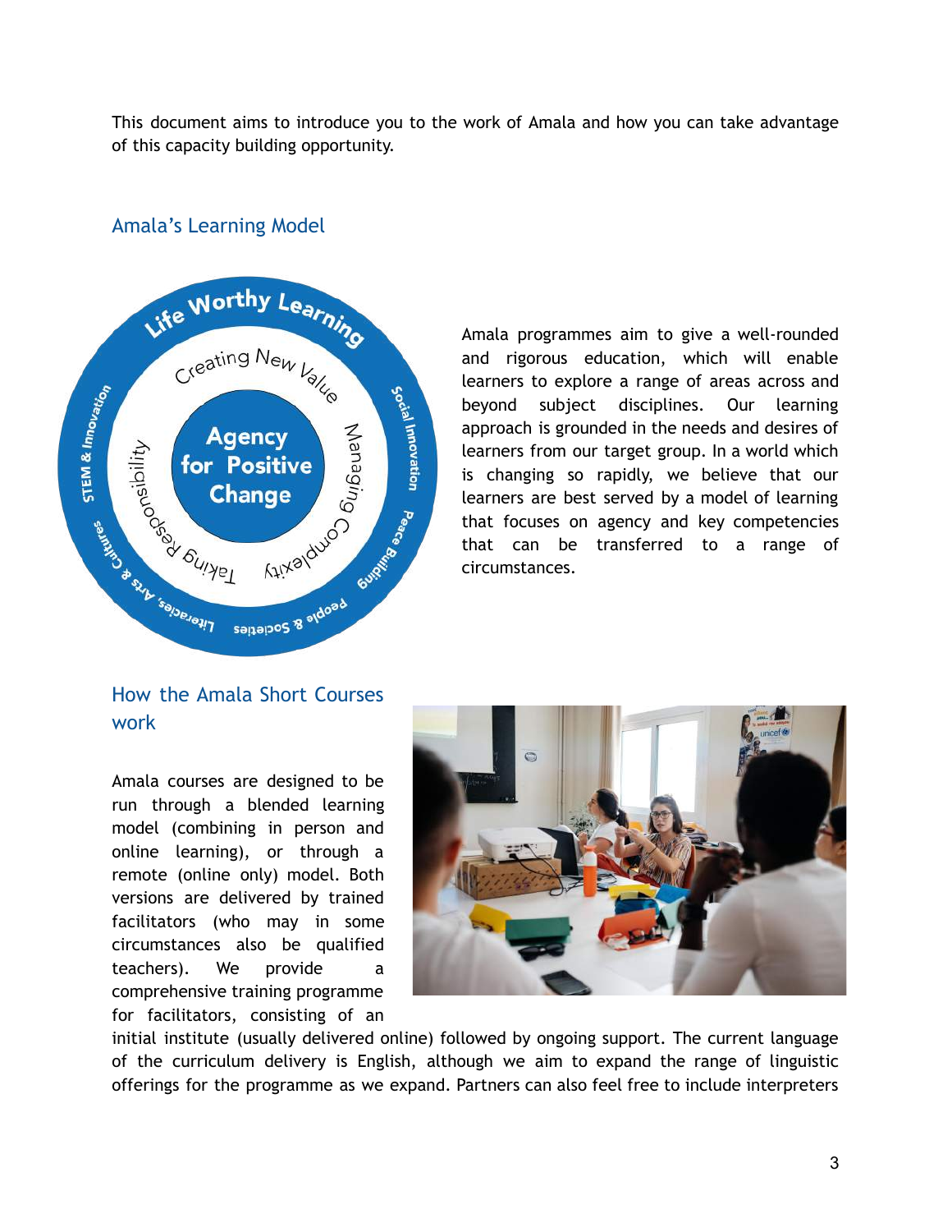This document aims to introduce you to the work of Amala and how you can take advantage of this capacity building opportunity.

## Amala's Learning Model

Amala programmes aim to give a well-rounded and rigorous education, which will enable learners to explore a range of areas across and beyond subject disciplines. Our learning approach is grounded in the needs and desires of learners from our target group. In a world which is changing so rapidly, we believe that our learners are best served by a model of learning that focuses on agency and key competencies that can be transferred to a range of circumstances.

## How the Amala Short Courses work

Amala courses are designed to be run through a blended learning model (combining in person and online learning), or through a remote (online only) model. Both versions are delivered by trained facilitators (who may in some circumstances also be qualified teachers). We provide a comprehensive training programme for facilitators, consisting of an initial institute (usually delivered online) followed by ongoing support. The current language of the curriculum delivery is English, although we aim to expand the range of linguistic offerings for the programme as we expand. Partners can also feel free to include interpreters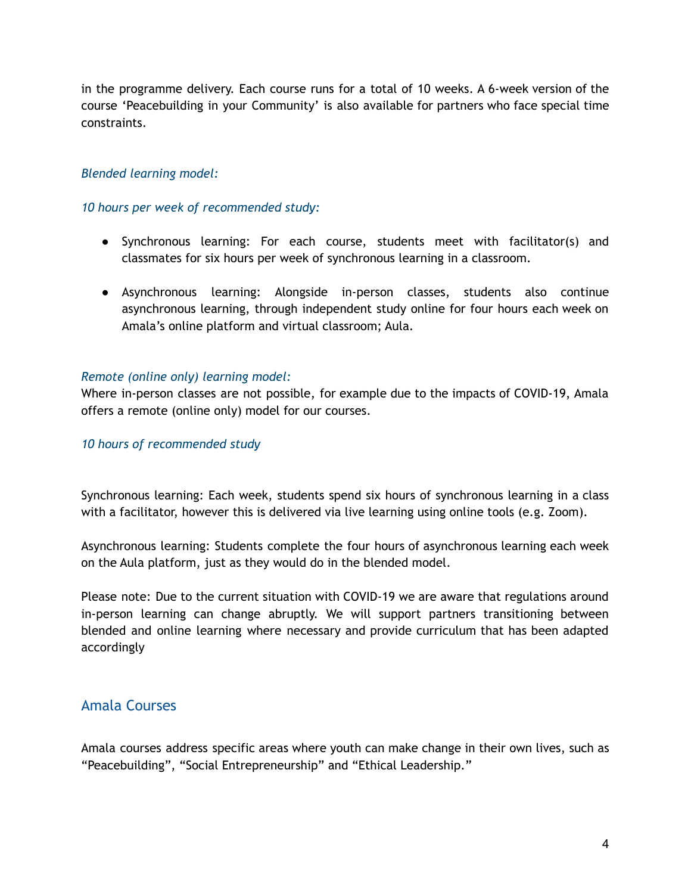in the programme delivery. Each course runs for a total of 10 weeks. A 6-week version of the course 'Peacebuilding in your Community' is also available for partners who face special time constraints.

*Blended learning model:*

*10 hours per week of recommended study:*

- Synchronous learning: For each course, students meet with facilitator(s) and classmates for six hours per week of synchronous learning in a classroom.

- Asynchronous learning: Alongside in-person classes, students also continue asynchronous learning, through independent study online for four hours each week on Amala's online platform and virtual classroom; Aula.

*Remote (online only) learning model:*

Where in-person classes are not possible, for example due to the impacts of COVID-19, Amala offers a remote (online only) model for our courses.

*10 hours of recommended study*

Synchronous learning: Each week, students spend six hours of synchronous learning in a class with a facilitator, however this is delivered via live learning using online tools (e.g. Zoom).

Asynchronous learning: Students complete the four hours of asynchronous learning each week on the Aula platform, just as they would do in the blended model.

Please note: Due to the current situation with COVID-19 we are aware that regulations around in-person learning can change abruptly. We will support partners transitioning between blended and online learning where necessary and provide curriculum that has been adapted accordingly

## Amala Courses

Amala courses address specific areas where youth can make change in their own lives, such as "Peacebuilding", "Social Entrepreneurship" and "Ethical Leadership."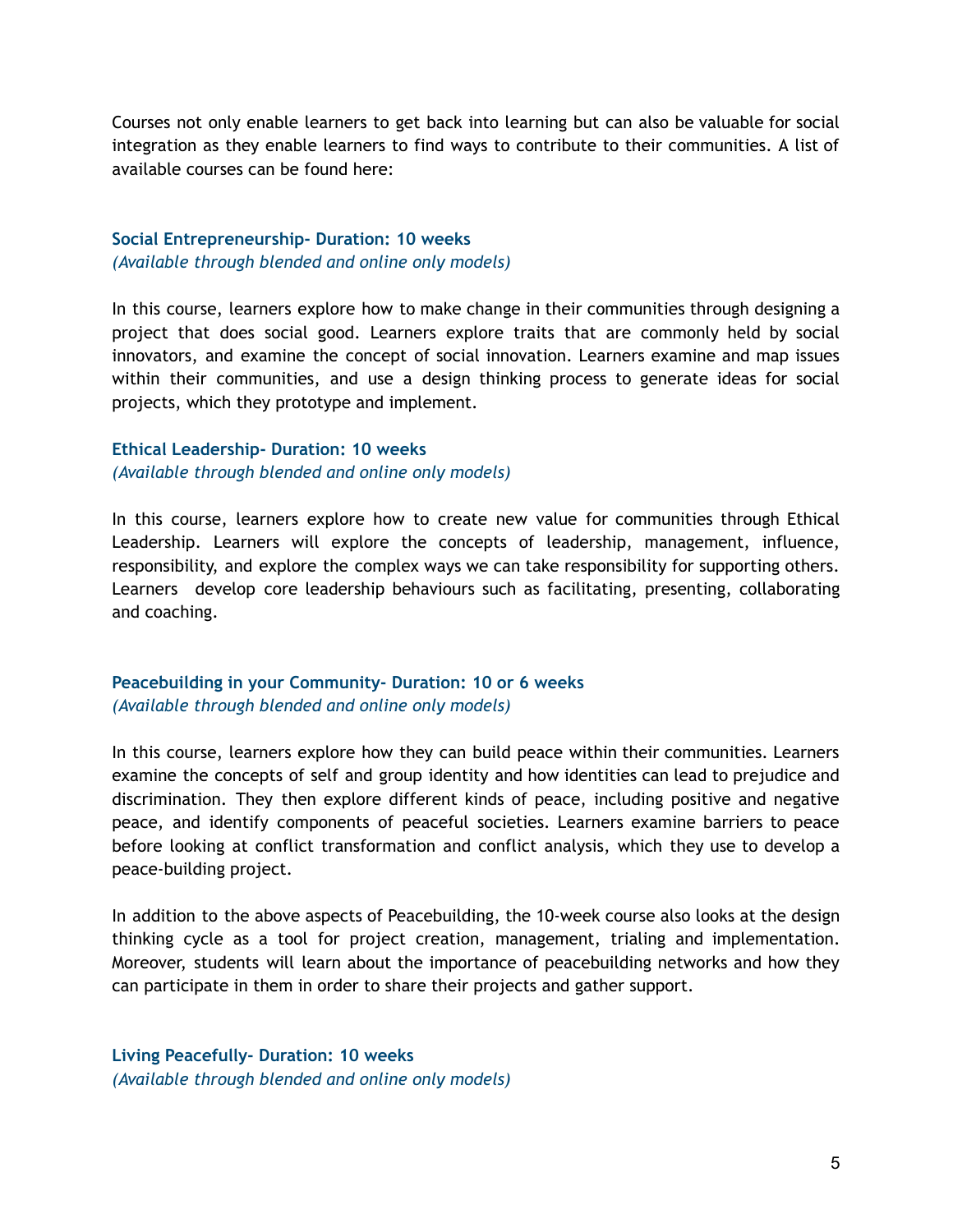Courses not only enable learners to get back into learning but can also be valuable for social integration as they enable learners to find ways to contribute to their communities. A list of available courses can be found here:

### Social Entrepreneurship- Duration: 10 weeks

*(Available through blended and online only models)*

In this course, learners explore how to make change in their communities through designing a project that does social good. Learners explore traits that are commonly held by social innovators, and examine the concept of social innovation. Learners examine and map issues within their communities, and use a design thinking process to generate ideas for social projects, which they prototype and implement.

### Ethical Leadership- Duration: 10 weeks

*(Available through blended and online only models)*

In this course, learners explore how to create new value for communities through Ethical Leadership. Learners will explore the concepts of leadership, management, influence, responsibility, and explore the complex ways we can take responsibility for supporting others. Learners develop core leadership behaviours such as facilitating, presenting, collaborating and coaching.

### Peacebuilding in your Community- Duration: 10 or 6 weeks

*(Available through blended and online only models)*

In this course, learners explore how they can build peace within their communities. Learners examine the concepts of self and group identity and how identities can lead to prejudice and discrimination. They then explore different kinds of peace, including positive and negative peace, and identify components of peaceful societies. Learners examine barriers to peace before looking at conflict transformation and conflict analysis, which they use to develop a peace-building project.

In addition to the above aspects of Peacebuilding, the 10-week course also looks at the design thinking cycle as a tool for project creation, management, trialing and implementation. Moreover, students will learn about the importance of peacebuilding networks and how they can participate in them in order to share their projects and gather support.

### Living Peacefully- Duration: 10 weeks

*(Available through blended and online only models)*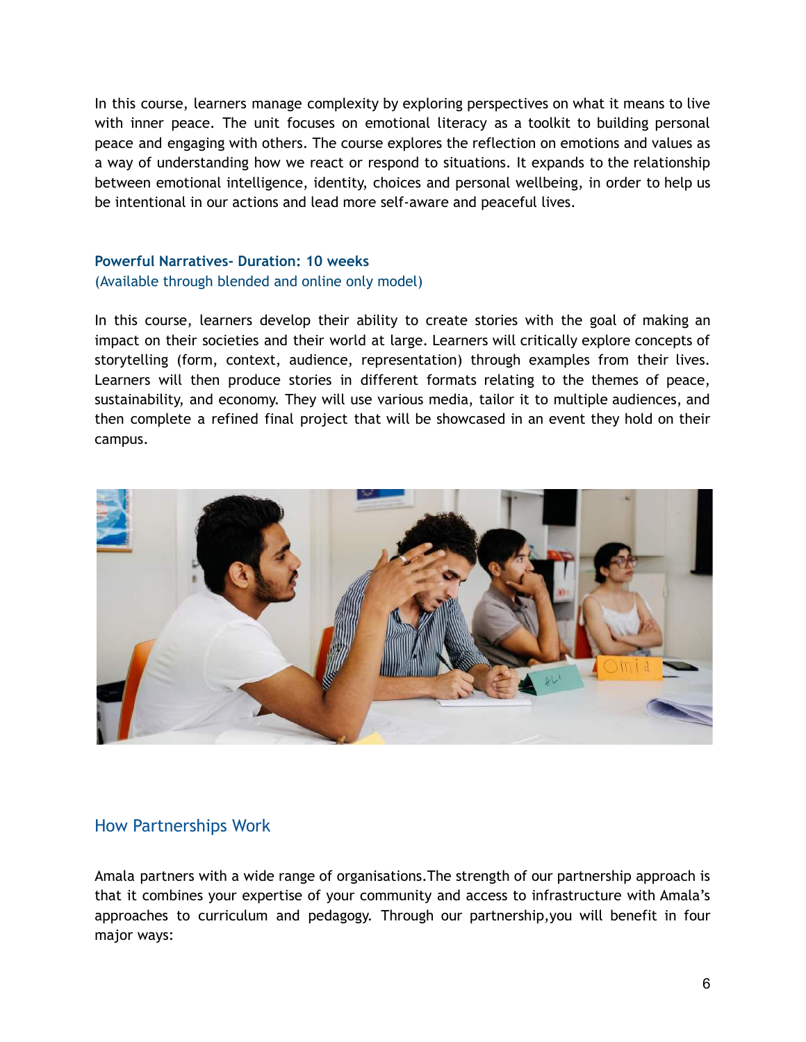In this course, learners manage complexity by exploring perspectives on what it means to live with inner peace. The unit focuses on emotional literacy as a toolkit to building personal peace and engaging with others. The course explores the reflection on emotions and values as a way of understanding how we react or respond to situations. It expands to the relationship between emotional intelligence, identity, choices and personal wellbeing, in order to help us be intentional in our actions and lead more self-aware and peaceful lives.

**Powerful Narratives- Duration: 10 weeks**
(Available through blended and online only model)

In this course, learners develop their ability to create stories with the goal of making an impact on their societies and their world at large. Learners will critically explore concepts of storytelling (form, context, audience, representation) through examples from their lives. Learners will then produce stories in different formats relating to the themes of peace, sustainability, and economy. They will use various media, tailor it to multiple audiences, and then complete a refined final project that will be showcased in an event they hold on their campus.

## How Partnerships Work

Amala partners with a wide range of organisations.The strength of our partnership approach is that it combines your expertise of your community and access to infrastructure with Amala's approaches to curriculum and pedagogy. Through our partnership,you will benefit in four major ways: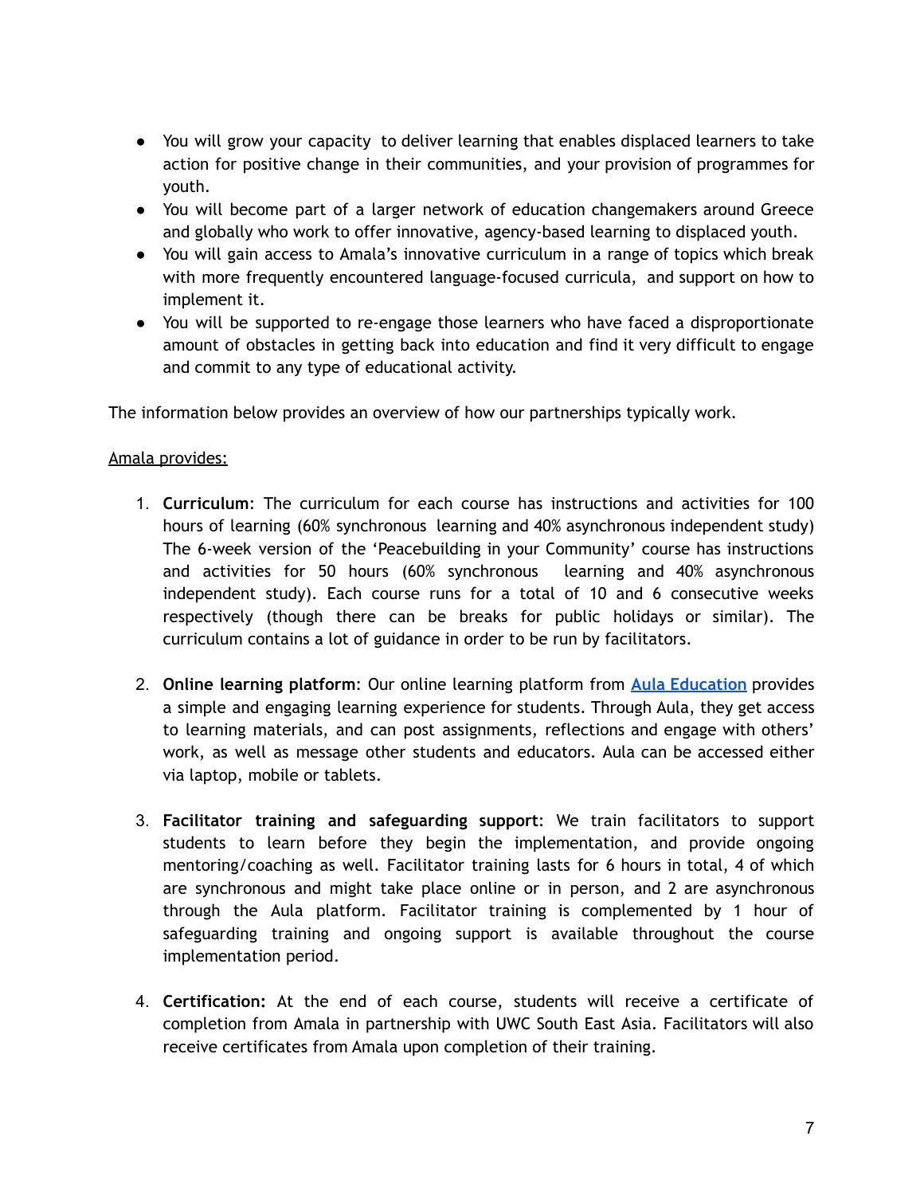- You will grow your capacity to deliver learning that enables displaced learners to take action for positive change in their communities, and your provision of programmes for youth.
- You will become part of a larger network of education changemakers around Greece and globally who work to offer innovative, agency-based learning to displaced youth.
- You will gain access to Amala's innovative curriculum in a range of topics which break with more frequently encountered language-focused curricula, and support on how to implement it.
- You will be supported to re-engage those learners who have faced a disproportionate amount of obstacles in getting back into education and find it very difficult to engage and commit to any type of educational activity.

The information below provides an overview of how our partnerships typically work.

<u>Amala provides:</u>

1. **Curriculum**: The curriculum for each course has instructions and activities for 100 hours of learning (60% synchronous learning and 40% asynchronous independent study) The 6-week version of the 'Peacebuilding in your Community' course has instructions and activities for 50 hours (60% synchronous learning and 40% asynchronous independent study). Each course runs for a total of 10 and 6 consecutive weeks respectively (though there can be breaks for public holidays or similar). The curriculum contains a lot of guidance in order to be run by facilitators.

2. **Online learning platform**: Our online learning platform from [Aula Education]() provides a simple and engaging learning experience for students. Through Aula, they get access to learning materials, and can post assignments, reflections and engage with others' work, as well as message other students and educators. Aula can be accessed either via laptop, mobile or tablets.

3. **Facilitator training and safeguarding support**: We train facilitators to support students to learn before they begin the implementation, and provide ongoing mentoring/coaching as well. Facilitator training lasts for 6 hours in total, 4 of which are synchronous and might take place online or in person, and 2 are asynchronous through the Aula platform. Facilitator training is complemented by 1 hour of safeguarding training and ongoing support is available throughout the course implementation period.

4. **Certification:** At the end of each course, students will receive a certificate of completion from Amala in partnership with UWC South East Asia. Facilitators will also receive certificates from Amala upon completion of their training.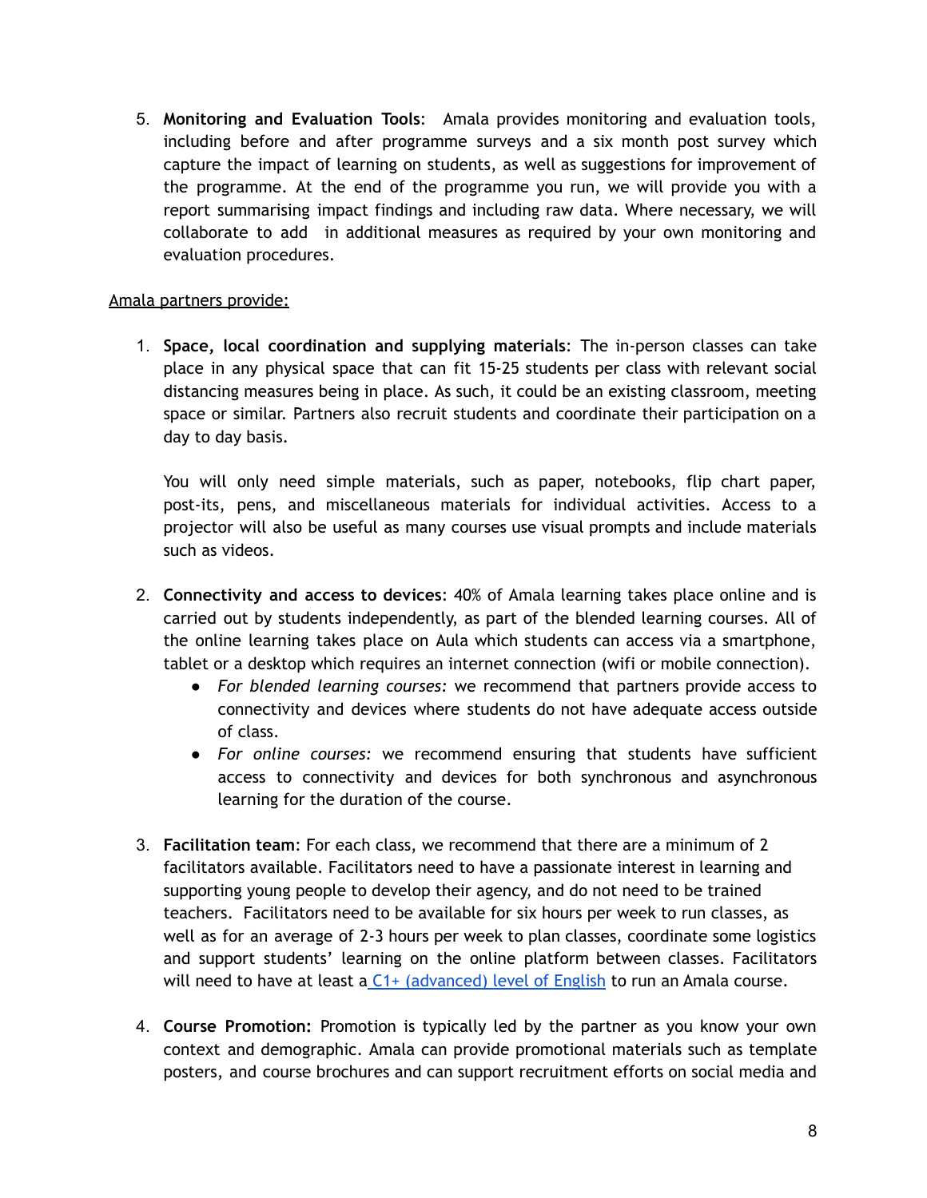5. **Monitoring and Evaluation Tools**: Amala provides monitoring and evaluation tools, including before and after programme surveys and a six month post survey which capture the impact of learning on students, as well as suggestions for improvement of the programme. At the end of the programme you run, we will provide you with a report summarising impact findings and including raw data. Where necessary, we will collaborate to add in additional measures as required by your own monitoring and evaluation procedures.

Amala partners provide:

1. **Space, local coordination and supplying materials**: The in-person classes can take place in any physical space that can fit 15-25 students per class with relevant social distancing measures being in place. As such, it could be an existing classroom, meeting space or similar. Partners also recruit students and coordinate their participation on a day to day basis.

   You will only need simple materials, such as paper, notebooks, flip chart paper, post-its, pens, and miscellaneous materials for individual activities. Access to a projector will also be useful as many courses use visual prompts and include materials such as videos.

2. **Connectivity and access to devices**: 40% of Amala learning takes place online and is carried out by students independently, as part of the blended learning courses. All of the online learning takes place on Aula which students can access via a smartphone, tablet or a desktop which requires an internet connection (wifi or mobile connection).
   - *For blended learning courses:* we recommend that partners provide access to connectivity and devices where students do not have adequate access outside of class.
   - *For online courses:* we recommend ensuring that students have sufficient access to connectivity and devices for both synchronous and asynchronous learning for the duration of the course.

3. **Facilitation team**: For each class, we recommend that there are a minimum of 2 facilitators available. Facilitators need to have a passionate interest in learning and supporting young people to develop their agency, and do not need to be trained teachers. Facilitators need to be available for six hours per week to run classes, as well as for an average of 2-3 hours per week to plan classes, coordinate some logistics and support students' learning on the online platform between classes. Facilitators will need to have at least a C1+ (advanced) level of English to run an Amala course.

4. **Course Promotion:** Promotion is typically led by the partner as you know your own context and demographic. Amala can provide promotional materials such as template posters, and course brochures and can support recruitment efforts on social media and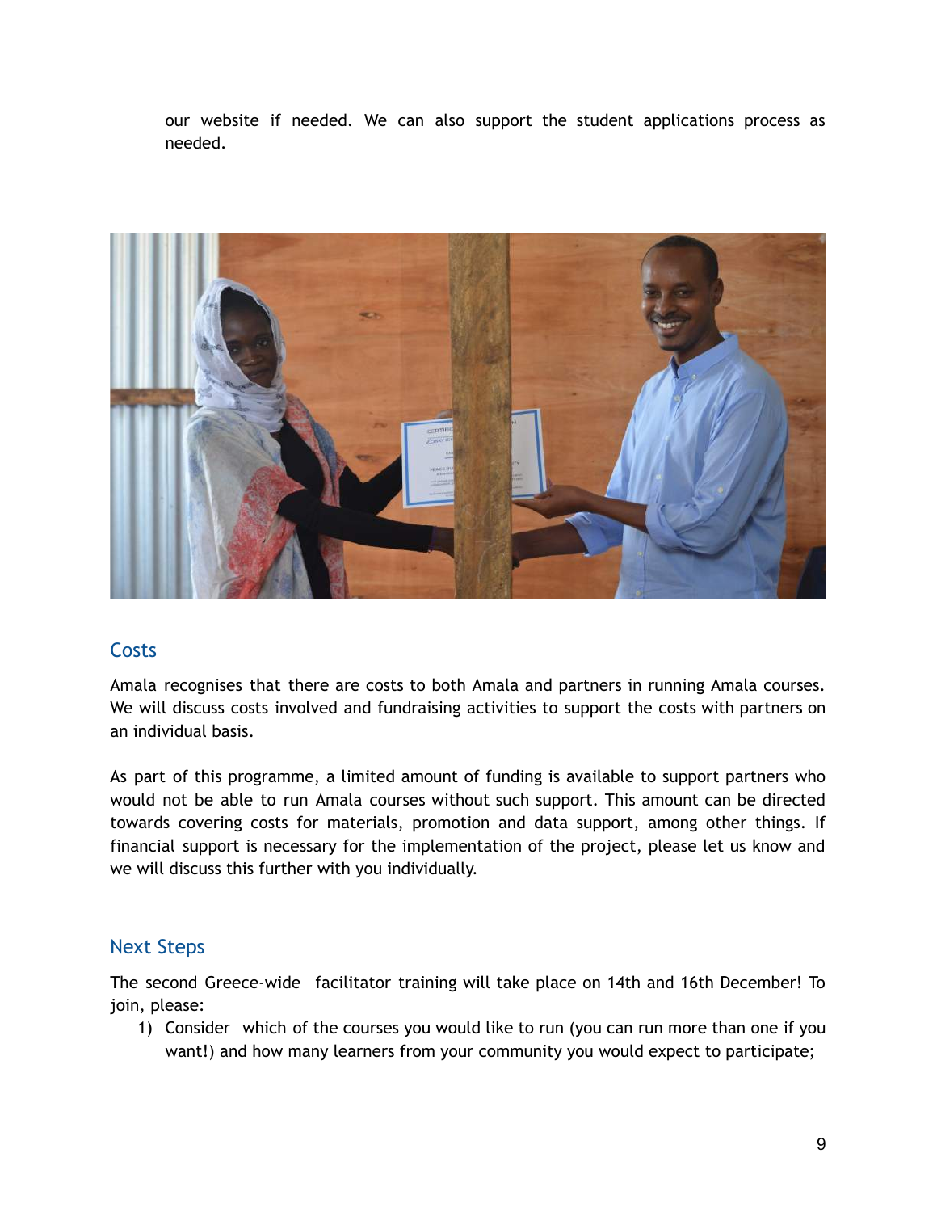our website if needed. We can also support the student applications process as needed.

## Costs

Amala recognises that there are costs to both Amala and partners in running Amala courses. We will discuss costs involved and fundraising activities to support the costs with partners on an individual basis.

As part of this programme, a limited amount of funding is available to support partners who would not be able to run Amala courses without such support. This amount can be directed towards covering costs for materials, promotion and data support, among other things. If financial support is necessary for the implementation of the project, please let us know and we will discuss this further with you individually.

## Next Steps

The second Greece-wide facilitator training will take place on 14th and 16th December! To join, please:

1) Consider which of the courses you would like to run (you can run more than one if you want!) and how many learners from your community you would expect to participate;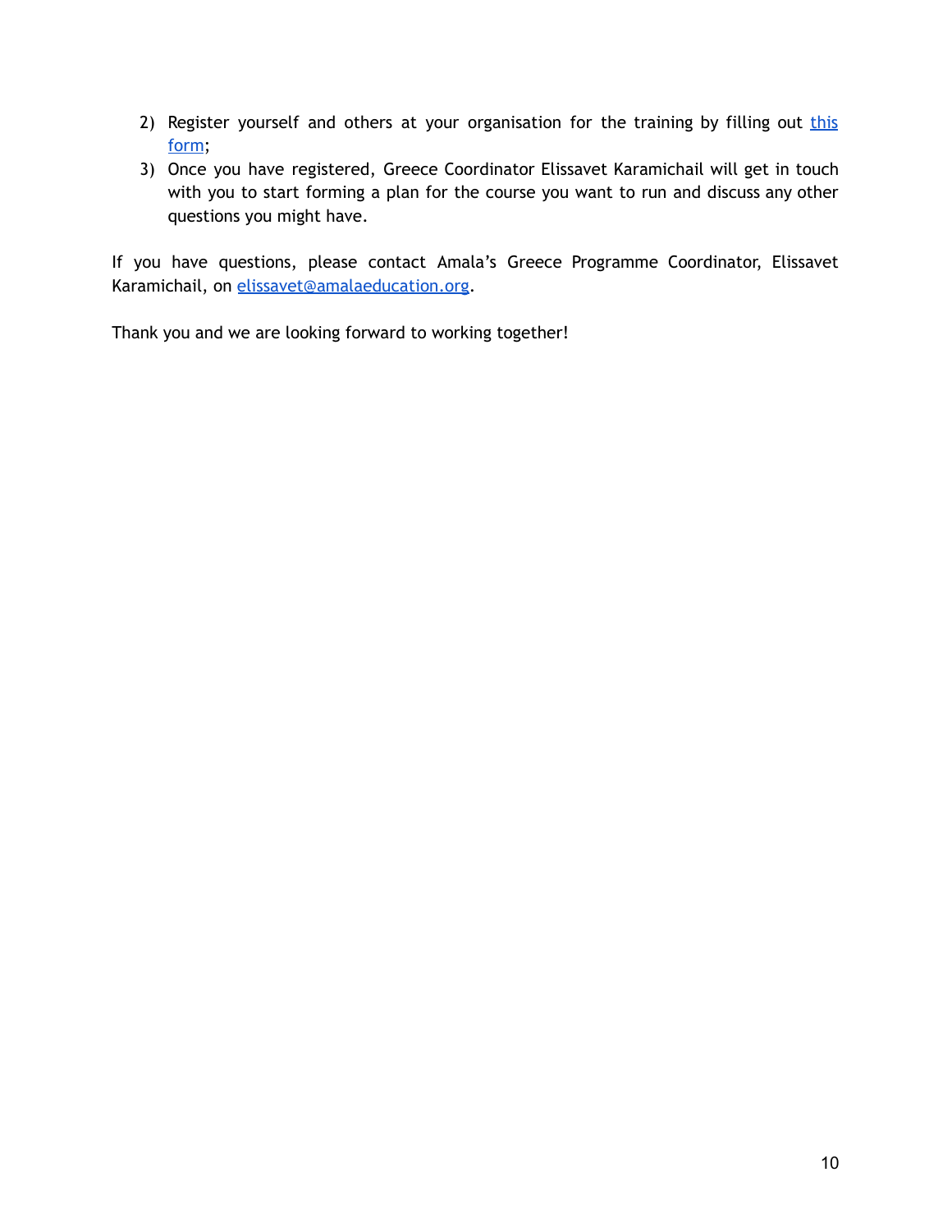2) Register yourself and others at your organisation for the training by filling out [this form](#);
3) Once you have registered, Greece Coordinator Elissavet Karamichail will get in touch with you to start forming a plan for the course you want to run and discuss any other questions you might have.

If you have questions, please contact Amala's Greece Programme Coordinator, Elissavet Karamichail, on [elissavet@amalaeducation.org](mailto:elissavet@amalaeducation.org).

Thank you and we are looking forward to working together!